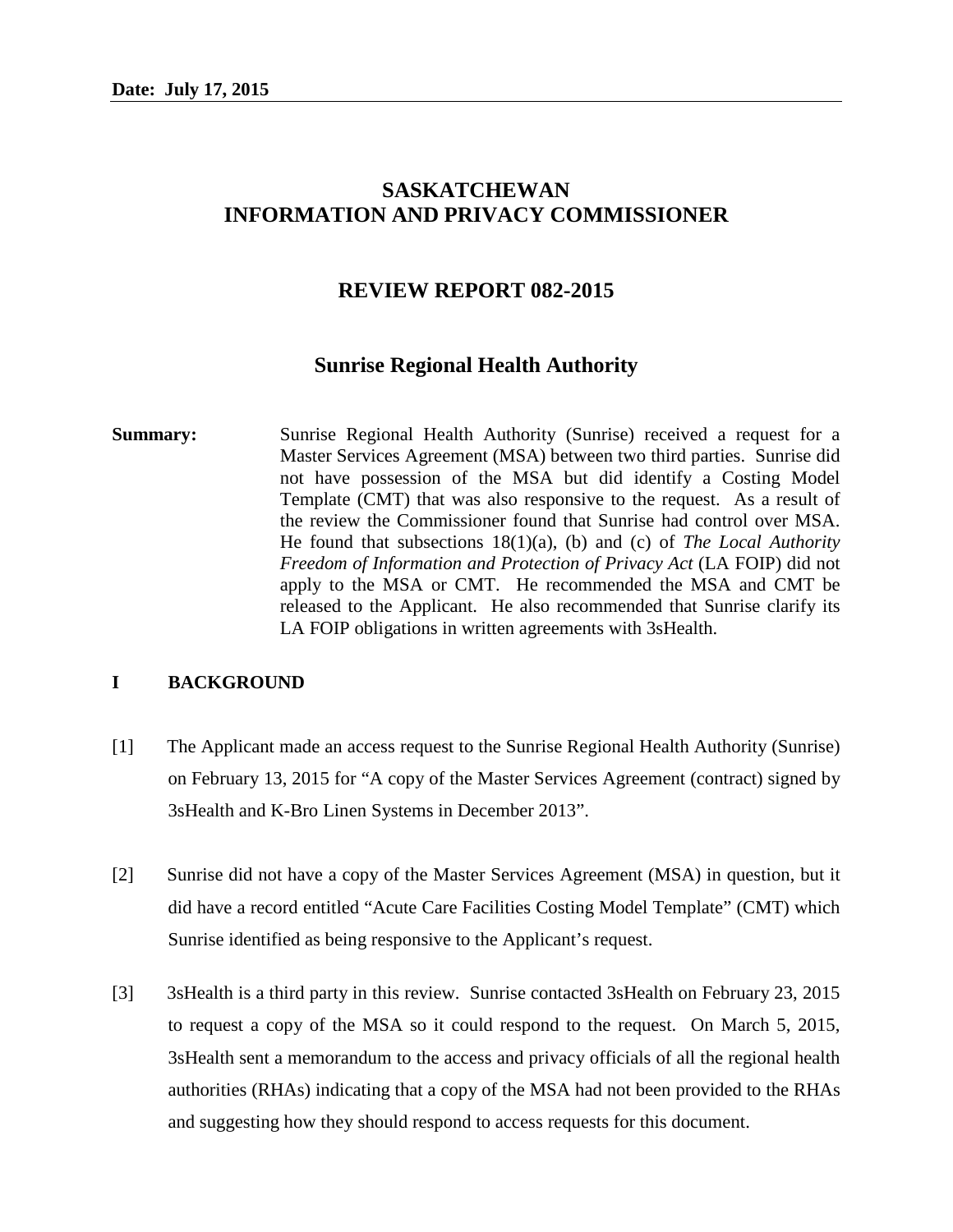**Date: July 17, 2015**

# SASKATCHEWAN INFORMATION AND PRIVACY COMMISSIONER

## REVIEW REPORT 082-2015

## Sunrise Regional Health Authority

**Summary:** Sunrise Regional Health Authority (Sunrise) received a request for a Master Services Agreement (MSA) between two third parties. Sunrise did not have possession of the MSA but did identify a Costing Model Template (CMT) that was also responsive to the request. As a result of the review the Commissioner found that Sunrise had control over MSA. He found that subsections 18(1)(a), (b) and (c) of *The Local Authority Freedom of Information and Protection of Privacy Act* (LA FOIP) did not apply to the MSA or CMT. He recommended the MSA and CMT be released to the Applicant. He also recommended that Sunrise clarify its LA FOIP obligations in written agreements with 3sHealth.

### I BACKGROUND

[1] The Applicant made an access request to the Sunrise Regional Health Authority (Sunrise) on February 13, 2015 for "A copy of the Master Services Agreement (contract) signed by 3sHealth and K-Bro Linen Systems in December 2013".

[2] Sunrise did not have a copy of the Master Services Agreement (MSA) in question, but it did have a record entitled "Acute Care Facilities Costing Model Template" (CMT) which Sunrise identified as being responsive to the Applicant's request.

[3] 3sHealth is a third party in this review. Sunrise contacted 3sHealth on February 23, 2015 to request a copy of the MSA so it could respond to the request. On March 5, 2015, 3sHealth sent a memorandum to the access and privacy officials of all the regional health authorities (RHAs) indicating that a copy of the MSA had not been provided to the RHAs and suggesting how they should respond to access requests for this document.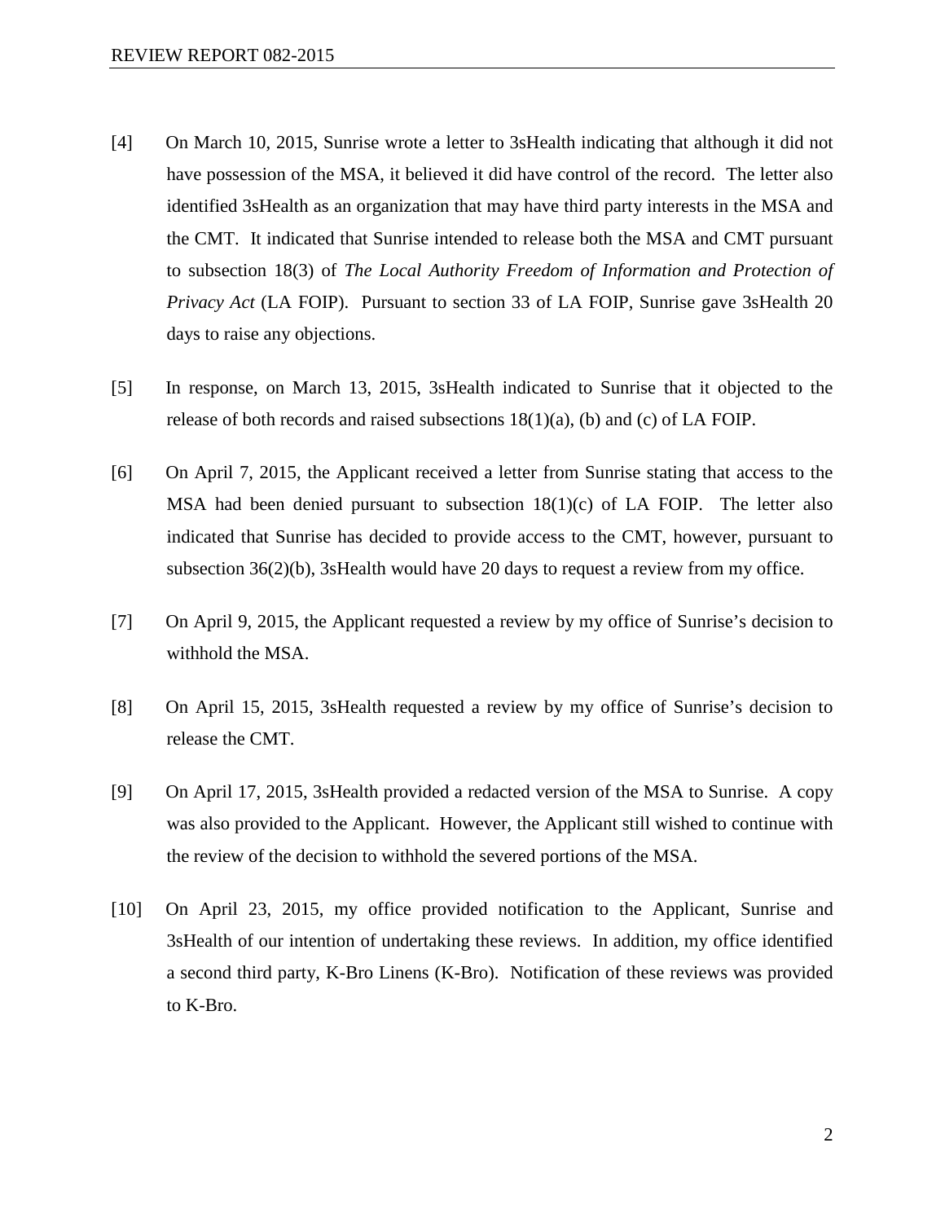[4] On March 10, 2015, Sunrise wrote a letter to 3sHealth indicating that although it did not have possession of the MSA, it believed it did have control of the record. The letter also identified 3sHealth as an organization that may have third party interests in the MSA and the CMT. It indicated that Sunrise intended to release both the MSA and CMT pursuant to subsection 18(3) of *The Local Authority Freedom of Information and Protection of Privacy Act* (LA FOIP). Pursuant to section 33 of LA FOIP, Sunrise gave 3sHealth 20 days to raise any objections.

[5] In response, on March 13, 2015, 3sHealth indicated to Sunrise that it objected to the release of both records and raised subsections 18(1)(a), (b) and (c) of LA FOIP.

[6] On April 7, 2015, the Applicant received a letter from Sunrise stating that access to the MSA had been denied pursuant to subsection 18(1)(c) of LA FOIP. The letter also indicated that Sunrise has decided to provide access to the CMT, however, pursuant to subsection 36(2)(b), 3sHealth would have 20 days to request a review from my office.

[7] On April 9, 2015, the Applicant requested a review by my office of Sunrise's decision to withhold the MSA.

[8] On April 15, 2015, 3sHealth requested a review by my office of Sunrise's decision to release the CMT.

[9] On April 17, 2015, 3sHealth provided a redacted version of the MSA to Sunrise. A copy was also provided to the Applicant. However, the Applicant still wished to continue with the review of the decision to withhold the severed portions of the MSA.

[10] On April 23, 2015, my office provided notification to the Applicant, Sunrise and 3sHealth of our intention of undertaking these reviews. In addition, my office identified a second third party, K-Bro Linens (K-Bro). Notification of these reviews was provided to K-Bro.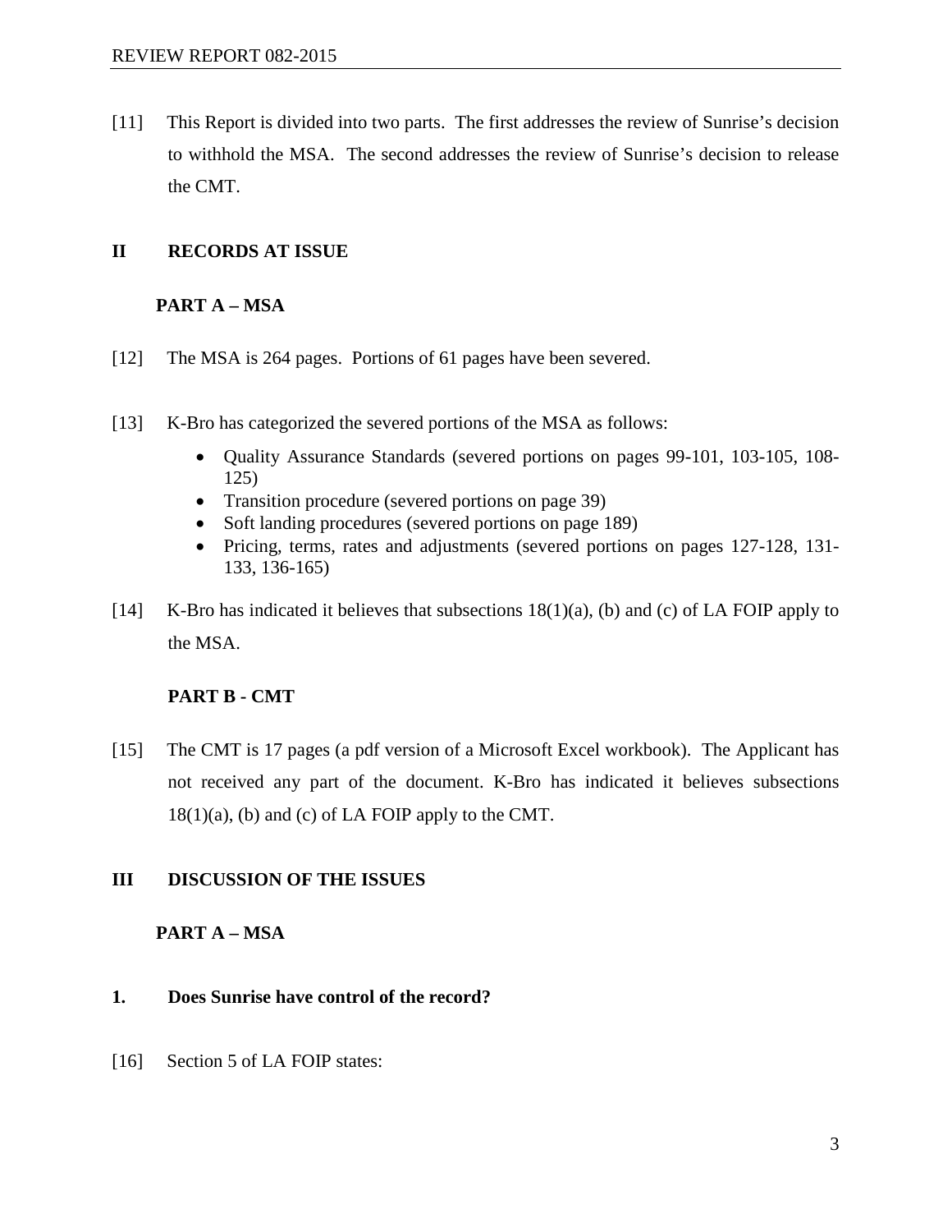[11] This Report is divided into two parts. The first addresses the review of Sunrise's decision to withhold the MSA. The second addresses the review of Sunrise's decision to release the CMT.

## II RECORDS AT ISSUE

### PART A – MSA

[12] The MSA is 264 pages. Portions of 61 pages have been severed.

[13] K-Bro has categorized the severed portions of the MSA as follows:

- Quality Assurance Standards (severed portions on pages 99-101, 103-105, 108-125)
- Transition procedure (severed portions on page 39)
- Soft landing procedures (severed portions on page 189)
- Pricing, terms, rates and adjustments (severed portions on pages 127-128, 131-133, 136-165)

[14] K-Bro has indicated it believes that subsections 18(1)(a), (b) and (c) of LA FOIP apply to the MSA.

### PART B - CMT

[15] The CMT is 17 pages (a pdf version of a Microsoft Excel workbook). The Applicant has not received any part of the document. K-Bro has indicated it believes subsections 18(1)(a), (b) and (c) of LA FOIP apply to the CMT.

## III DISCUSSION OF THE ISSUES

### PART A – MSA

### 1. Does Sunrise have control of the record?

[16] Section 5 of LA FOIP states: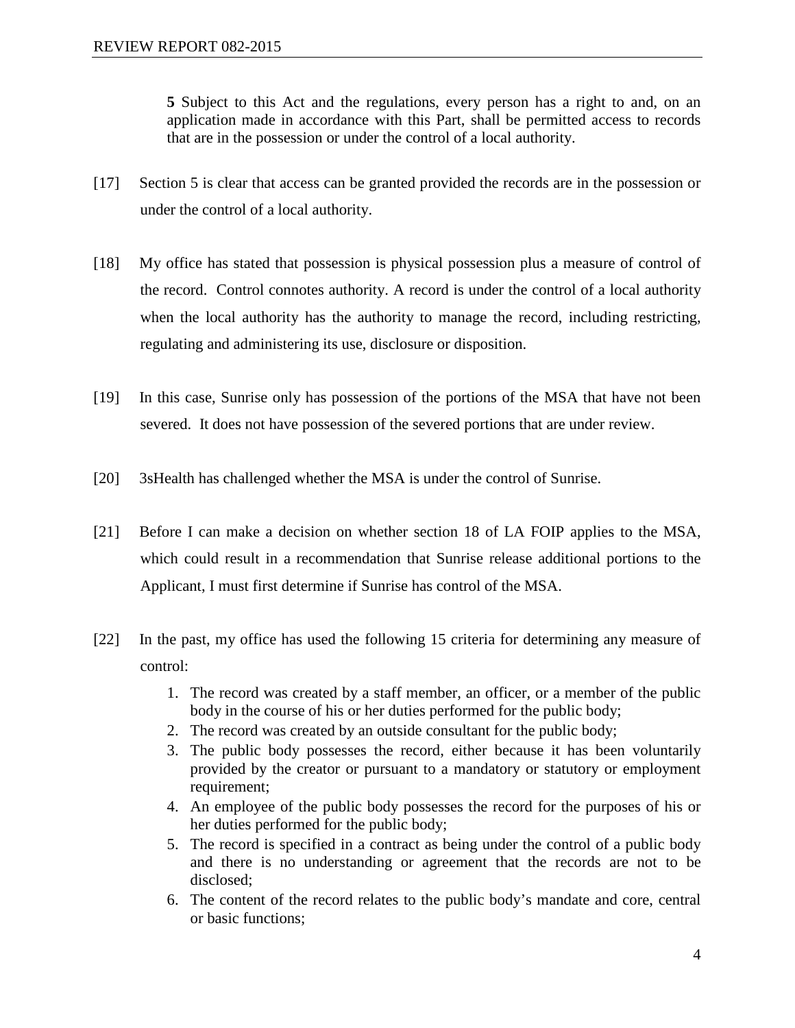> **5** Subject to this Act and the regulations, every person has a right to and, on an application made in accordance with this Part, shall be permitted access to records that are in the possession or under the control of a local authority.

[17] Section 5 is clear that access can be granted provided the records are in the possession or under the control of a local authority.

[18] My office has stated that possession is physical possession plus a measure of control of the record. Control connotes authority. A record is under the control of a local authority when the local authority has the authority to manage the record, including restricting, regulating and administering its use, disclosure or disposition.

[19] In this case, Sunrise only has possession of the portions of the MSA that have not been severed. It does not have possession of the severed portions that are under review.

[20] 3sHealth has challenged whether the MSA is under the control of Sunrise.

[21] Before I can make a decision on whether section 18 of LA FOIP applies to the MSA, which could result in a recommendation that Sunrise release additional portions to the Applicant, I must first determine if Sunrise has control of the MSA.

[22] In the past, my office has used the following 15 criteria for determining any measure of control:

1. The record was created by a staff member, an officer, or a member of the public body in the course of his or her duties performed for the public body;
2. The record was created by an outside consultant for the public body;
3. The public body possesses the record, either because it has been voluntarily provided by the creator or pursuant to a mandatory or statutory or employment requirement;
4. An employee of the public body possesses the record for the purposes of his or her duties performed for the public body;
5. The record is specified in a contract as being under the control of a public body and there is no understanding or agreement that the records are not to be disclosed;
6. The content of the record relates to the public body's mandate and core, central or basic functions;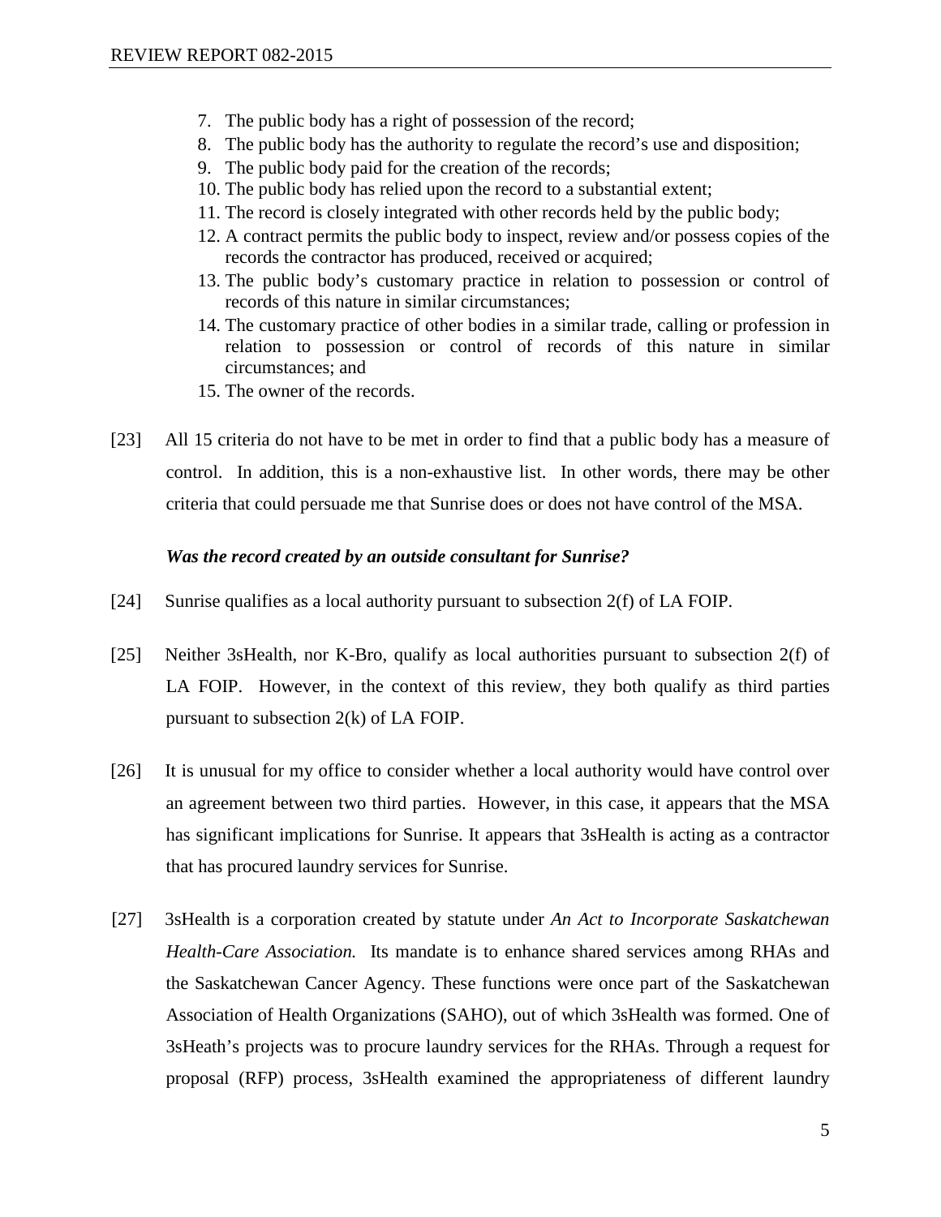7. The public body has a right of possession of the record;
8. The public body has the authority to regulate the record's use and disposition;
9. The public body paid for the creation of the records;
10. The public body has relied upon the record to a substantial extent;
11. The record is closely integrated with other records held by the public body;
12. A contract permits the public body to inspect, review and/or possess copies of the records the contractor has produced, received or acquired;
13. The public body's customary practice in relation to possession or control of records of this nature in similar circumstances;
14. The customary practice of other bodies in a similar trade, calling or profession in relation to possession or control of records of this nature in similar circumstances; and
15. The owner of the records.

[23] All 15 criteria do not have to be met in order to find that a public body has a measure of control. In addition, this is a non-exhaustive list. In other words, there may be other criteria that could persuade me that Sunrise does or does not have control of the MSA.

***Was the record created by an outside consultant for Sunrise?***

[24] Sunrise qualifies as a local authority pursuant to subsection 2(f) of LA FOIP.

[25] Neither 3sHealth, nor K-Bro, qualify as local authorities pursuant to subsection 2(f) of LA FOIP. However, in the context of this review, they both qualify as third parties pursuant to subsection 2(k) of LA FOIP.

[26] It is unusual for my office to consider whether a local authority would have control over an agreement between two third parties. However, in this case, it appears that the MSA has significant implications for Sunrise. It appears that 3sHealth is acting as a contractor that has procured laundry services for Sunrise.

[27] 3sHealth is a corporation created by statute under *An Act to Incorporate Saskatchewan Health-Care Association.* Its mandate is to enhance shared services among RHAs and the Saskatchewan Cancer Agency. These functions were once part of the Saskatchewan Association of Health Organizations (SAHO), out of which 3sHealth was formed. One of 3sHeath's projects was to procure laundry services for the RHAs. Through a request for proposal (RFP) process, 3sHealth examined the appropriateness of different laundry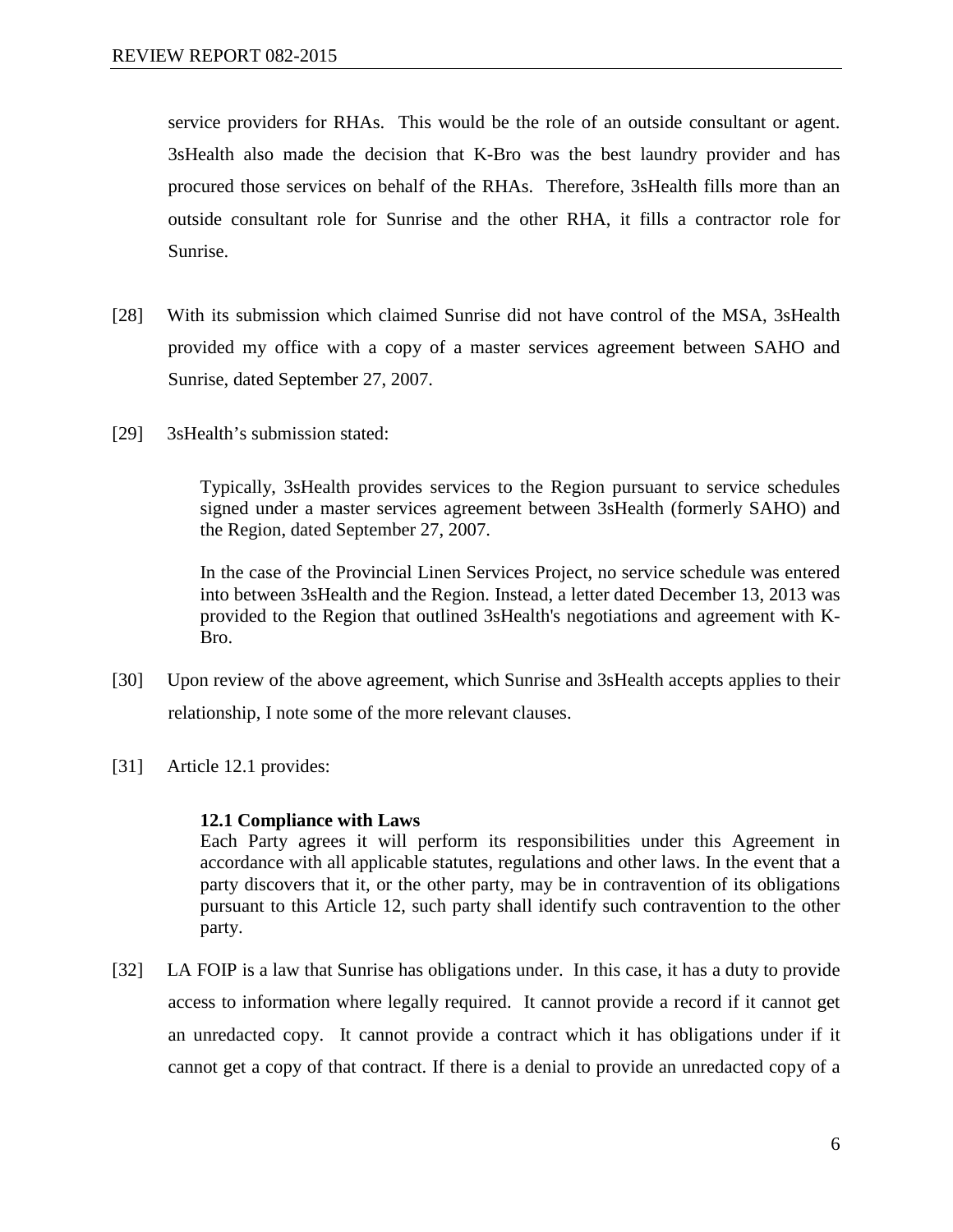service providers for RHAs. This would be the role of an outside consultant or agent. 3sHealth also made the decision that K-Bro was the best laundry provider and has procured those services on behalf of the RHAs. Therefore, 3sHealth fills more than an outside consultant role for Sunrise and the other RHA, it fills a contractor role for Sunrise.

[28] With its submission which claimed Sunrise did not have control of the MSA, 3sHealth provided my office with a copy of a master services agreement between SAHO and Sunrise, dated September 27, 2007.

[29] 3sHealth's submission stated:

> Typically, 3sHealth provides services to the Region pursuant to service schedules signed under a master services agreement between 3sHealth (formerly SAHO) and the Region, dated September 27, 2007.
>
> In the case of the Provincial Linen Services Project, no service schedule was entered into between 3sHealth and the Region. Instead, a letter dated December 13, 2013 was provided to the Region that outlined 3sHealth's negotiations and agreement with K-Bro.

[30] Upon review of the above agreement, which Sunrise and 3sHealth accepts applies to their relationship, I note some of the more relevant clauses.

[31] Article 12.1 provides:

> **12.1 Compliance with Laws**
> Each Party agrees it will perform its responsibilities under this Agreement in accordance with all applicable statutes, regulations and other laws. In the event that a party discovers that it, or the other party, may be in contravention of its obligations pursuant to this Article 12, such party shall identify such contravention to the other party.

[32] LA FOIP is a law that Sunrise has obligations under. In this case, it has a duty to provide access to information where legally required. It cannot provide a record if it cannot get an unredacted copy. It cannot provide a contract which it has obligations under if it cannot get a copy of that contract. If there is a denial to provide an unredacted copy of a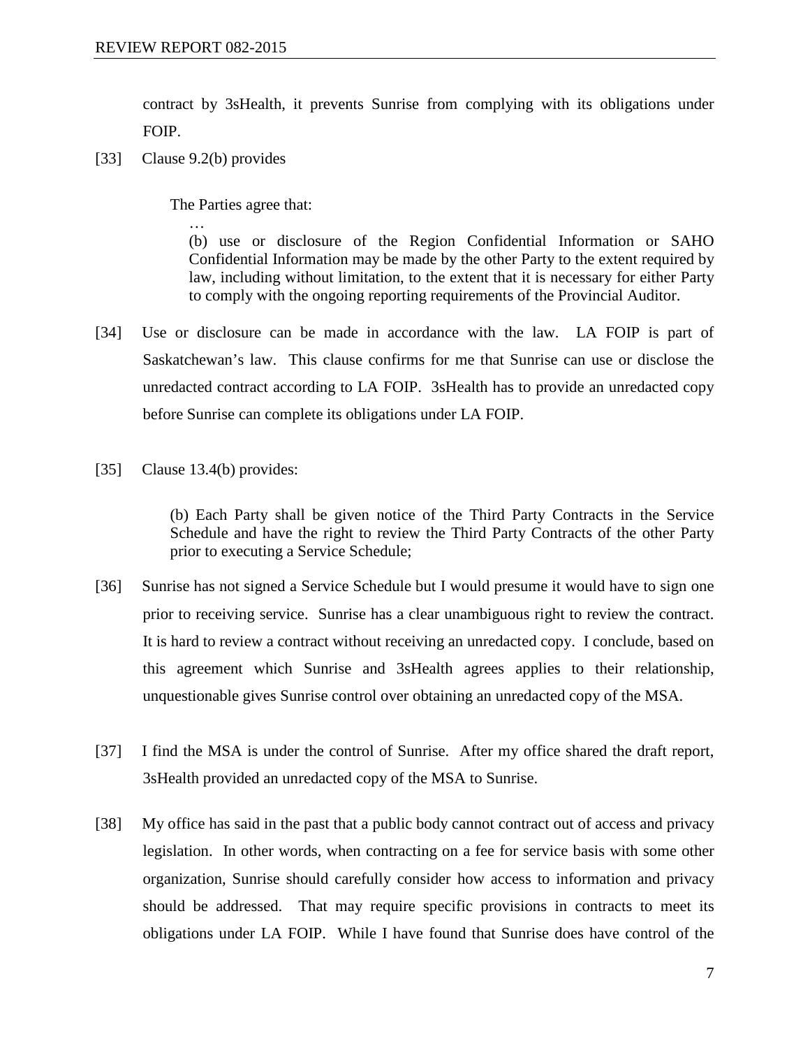contract by 3sHealth, it prevents Sunrise from complying with its obligations under FOIP.

[33] Clause 9.2(b) provides

> The Parties agree that:
>
> …
>
> (b) use or disclosure of the Region Confidential Information or SAHO Confidential Information may be made by the other Party to the extent required by law, including without limitation, to the extent that it is necessary for either Party to comply with the ongoing reporting requirements of the Provincial Auditor.

[34] Use or disclosure can be made in accordance with the law. LA FOIP is part of Saskatchewan's law. This clause confirms for me that Sunrise can use or disclose the unredacted contract according to LA FOIP. 3sHealth has to provide an unredacted copy before Sunrise can complete its obligations under LA FOIP.

[35] Clause 13.4(b) provides:

> (b) Each Party shall be given notice of the Third Party Contracts in the Service Schedule and have the right to review the Third Party Contracts of the other Party prior to executing a Service Schedule;

[36] Sunrise has not signed a Service Schedule but I would presume it would have to sign one prior to receiving service. Sunrise has a clear unambiguous right to review the contract. It is hard to review a contract without receiving an unredacted copy. I conclude, based on this agreement which Sunrise and 3sHealth agrees applies to their relationship, unquestionable gives Sunrise control over obtaining an unredacted copy of the MSA.

[37] I find the MSA is under the control of Sunrise. After my office shared the draft report, 3sHealth provided an unredacted copy of the MSA to Sunrise.

[38] My office has said in the past that a public body cannot contract out of access and privacy legislation. In other words, when contracting on a fee for service basis with some other organization, Sunrise should carefully consider how access to information and privacy should be addressed. That may require specific provisions in contracts to meet its obligations under LA FOIP. While I have found that Sunrise does have control of the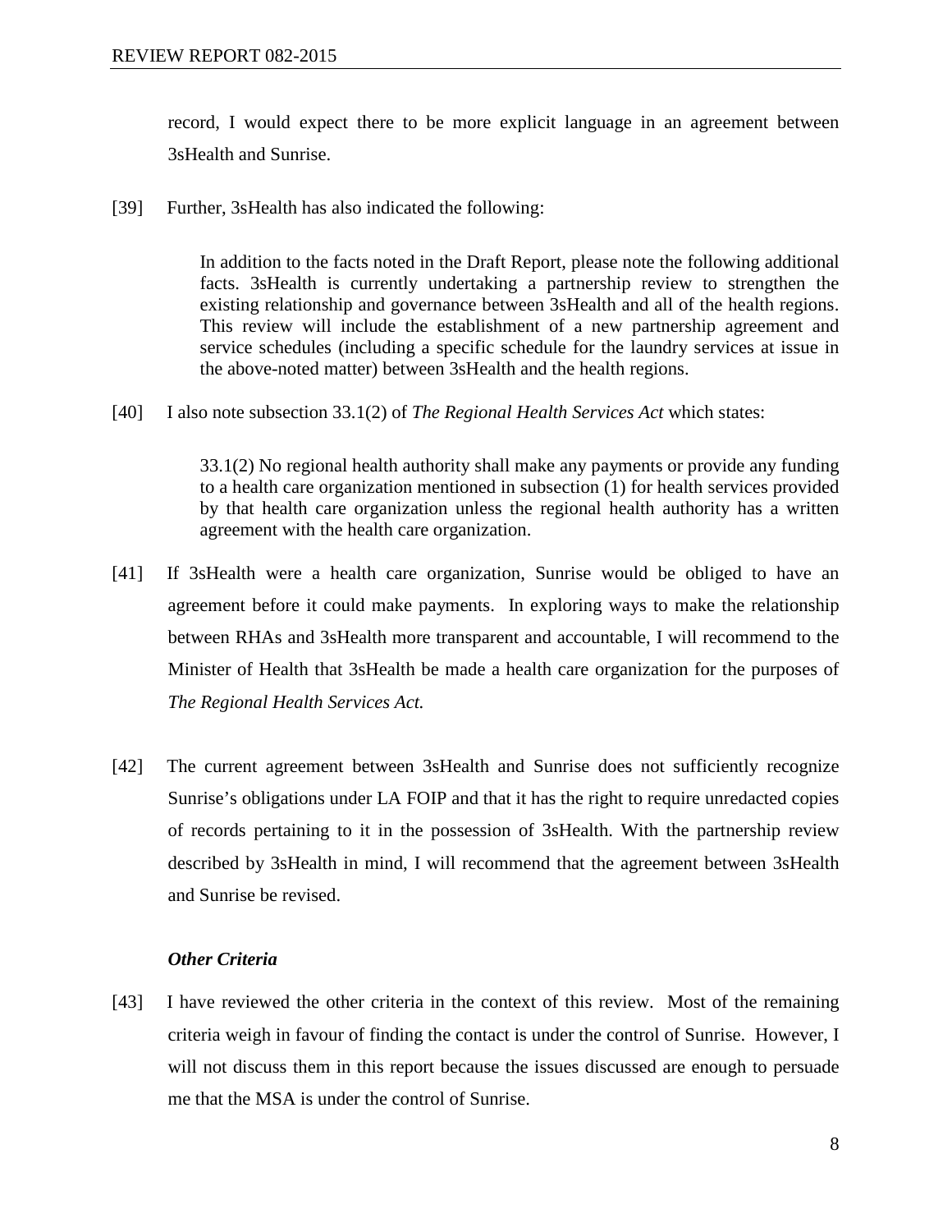record, I would expect there to be more explicit language in an agreement between 3sHealth and Sunrise.

[39] Further, 3sHealth has also indicated the following:

> In addition to the facts noted in the Draft Report, please note the following additional facts. 3sHealth is currently undertaking a partnership review to strengthen the existing relationship and governance between 3sHealth and all of the health regions. This review will include the establishment of a new partnership agreement and service schedules (including a specific schedule for the laundry services at issue in the above-noted matter) between 3sHealth and the health regions.

[40] I also note subsection 33.1(2) of *The Regional Health Services Act* which states:

> 33.1(2) No regional health authority shall make any payments or provide any funding to a health care organization mentioned in subsection (1) for health services provided by that health care organization unless the regional health authority has a written agreement with the health care organization.

[41] If 3sHealth were a health care organization, Sunrise would be obliged to have an agreement before it could make payments. In exploring ways to make the relationship between RHAs and 3sHealth more transparent and accountable, I will recommend to the Minister of Health that 3sHealth be made a health care organization for the purposes of *The Regional Health Services Act.*

[42] The current agreement between 3sHealth and Sunrise does not sufficiently recognize Sunrise's obligations under LA FOIP and that it has the right to require unredacted copies of records pertaining to it in the possession of 3sHealth. With the partnership review described by 3sHealth in mind, I will recommend that the agreement between 3sHealth and Sunrise be revised.

***Other Criteria***

[43] I have reviewed the other criteria in the context of this review. Most of the remaining criteria weigh in favour of finding the contact is under the control of Sunrise. However, I will not discuss them in this report because the issues discussed are enough to persuade me that the MSA is under the control of Sunrise.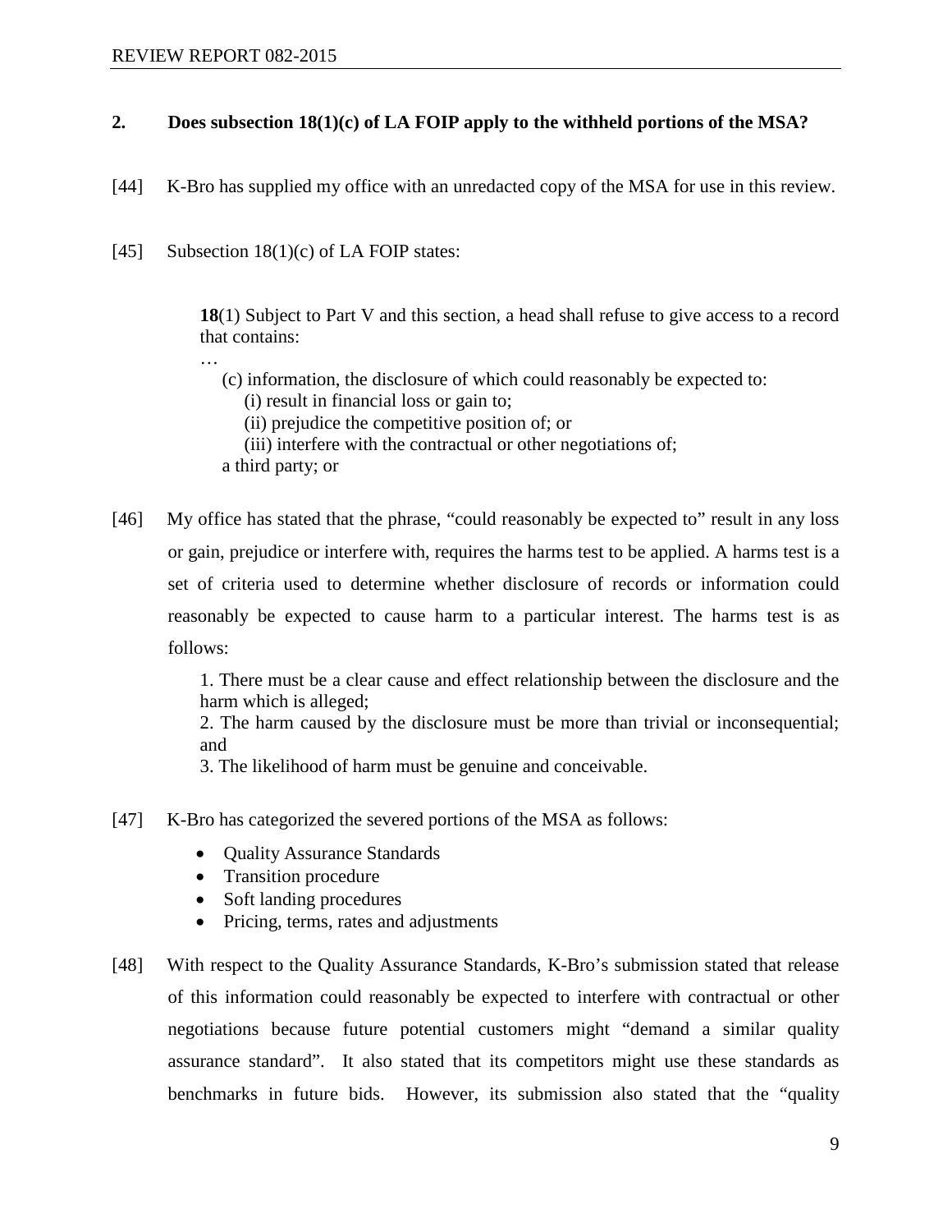## 2. Does subsection 18(1)(c) of LA FOIP apply to the withheld portions of the MSA?

[44] K-Bro has supplied my office with an unredacted copy of the MSA for use in this review.

[45] Subsection 18(1)(c) of LA FOIP states:

> **18**(1) Subject to Part V and this section, a head shall refuse to give access to a record that contains:
>
> …
>
> (c) information, the disclosure of which could reasonably be expected to:
>
> (i) result in financial loss or gain to;
>
> (ii) prejudice the competitive position of; or
>
> (iii) interfere with the contractual or other negotiations of;
>
> a third party; or

[46] My office has stated that the phrase, "could reasonably be expected to" result in any loss or gain, prejudice or interfere with, requires the harms test to be applied. A harms test is a set of criteria used to determine whether disclosure of records or information could reasonably be expected to cause harm to a particular interest. The harms test is as follows:

> 1. There must be a clear cause and effect relationship between the disclosure and the harm which is alleged;
> 2. The harm caused by the disclosure must be more than trivial or inconsequential; and
> 3. The likelihood of harm must be genuine and conceivable.

[47] K-Bro has categorized the severed portions of the MSA as follows:

- Quality Assurance Standards
- Transition procedure
- Soft landing procedures
- Pricing, terms, rates and adjustments

[48] With respect to the Quality Assurance Standards, K-Bro's submission stated that release of this information could reasonably be expected to interfere with contractual or other negotiations because future potential customers might "demand a similar quality assurance standard". It also stated that its competitors might use these standards as benchmarks in future bids. However, its submission also stated that the "quality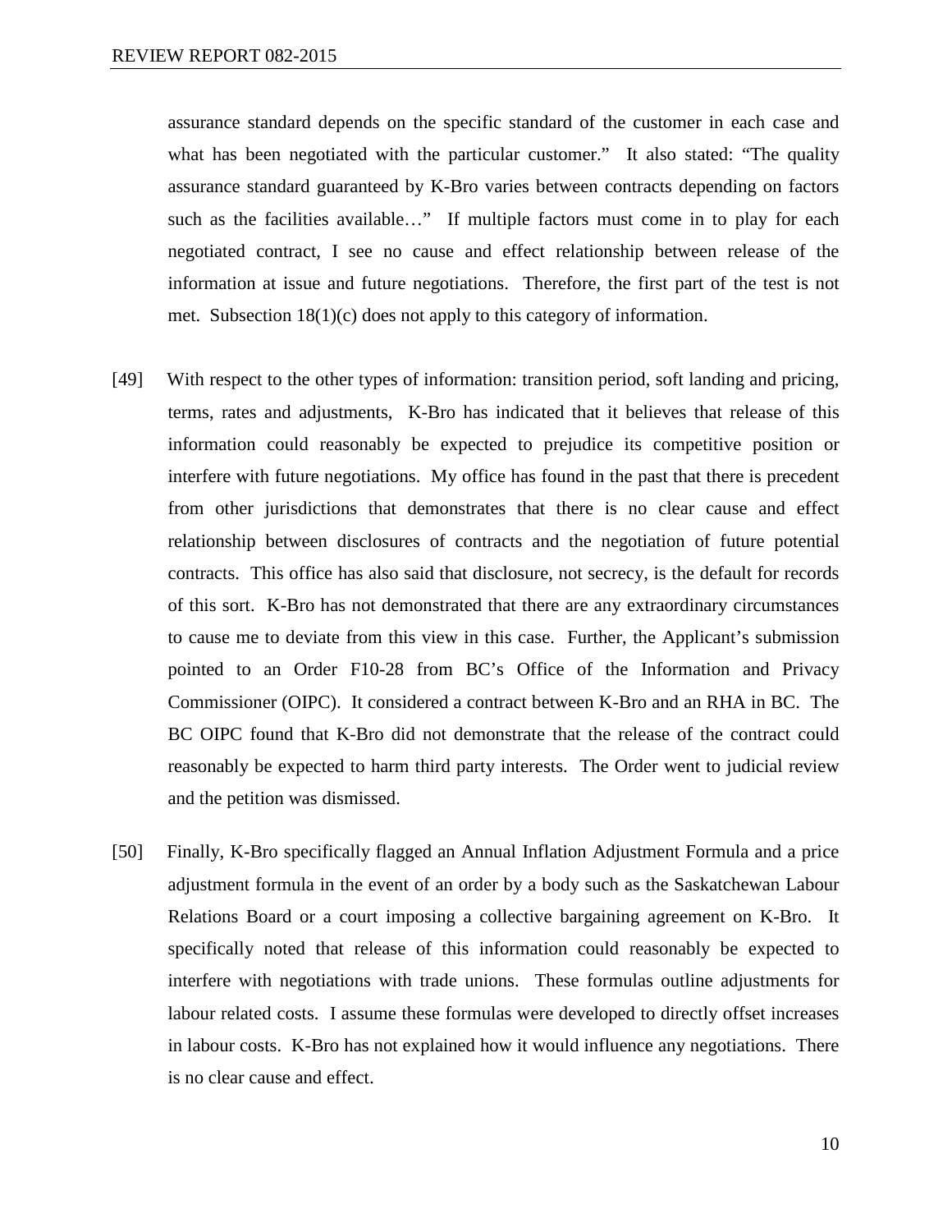assurance standard depends on the specific standard of the customer in each case and what has been negotiated with the particular customer." It also stated: "The quality assurance standard guaranteed by K-Bro varies between contracts depending on factors such as the facilities available…" If multiple factors must come in to play for each negotiated contract, I see no cause and effect relationship between release of the information at issue and future negotiations. Therefore, the first part of the test is not met. Subsection 18(1)(c) does not apply to this category of information.

[49] With respect to the other types of information: transition period, soft landing and pricing, terms, rates and adjustments, K-Bro has indicated that it believes that release of this information could reasonably be expected to prejudice its competitive position or interfere with future negotiations. My office has found in the past that there is precedent from other jurisdictions that demonstrates that there is no clear cause and effect relationship between disclosures of contracts and the negotiation of future potential contracts. This office has also said that disclosure, not secrecy, is the default for records of this sort. K-Bro has not demonstrated that there are any extraordinary circumstances to cause me to deviate from this view in this case. Further, the Applicant's submission pointed to an Order F10-28 from BC's Office of the Information and Privacy Commissioner (OIPC). It considered a contract between K-Bro and an RHA in BC. The BC OIPC found that K-Bro did not demonstrate that the release of the contract could reasonably be expected to harm third party interests. The Order went to judicial review and the petition was dismissed.

[50] Finally, K-Bro specifically flagged an Annual Inflation Adjustment Formula and a price adjustment formula in the event of an order by a body such as the Saskatchewan Labour Relations Board or a court imposing a collective bargaining agreement on K-Bro. It specifically noted that release of this information could reasonably be expected to interfere with negotiations with trade unions. These formulas outline adjustments for labour related costs. I assume these formulas were developed to directly offset increases in labour costs. K-Bro has not explained how it would influence any negotiations. There is no clear cause and effect.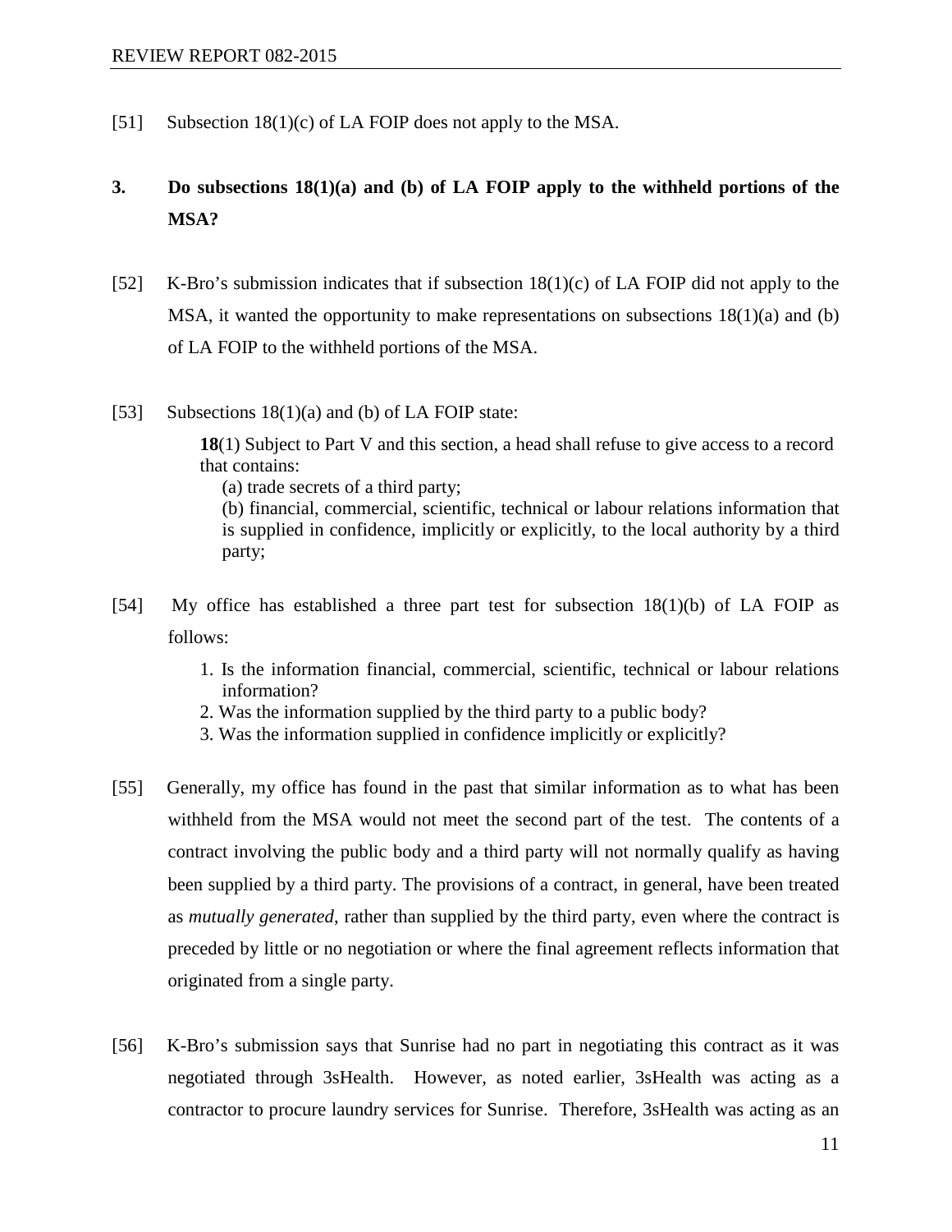[51] Subsection 18(1)(c) of LA FOIP does not apply to the MSA.

### 3. Do subsections 18(1)(a) and (b) of LA FOIP apply to the withheld portions of the MSA?

[52] K-Bro's submission indicates that if subsection 18(1)(c) of LA FOIP did not apply to the MSA, it wanted the opportunity to make representations on subsections 18(1)(a) and (b) of LA FOIP to the withheld portions of the MSA.

[53] Subsections 18(1)(a) and (b) of LA FOIP state:

> **18**(1) Subject to Part V and this section, a head shall refuse to give access to a record that contains:
>
> (a) trade secrets of a third party;
>
> (b) financial, commercial, scientific, technical or labour relations information that is supplied in confidence, implicitly or explicitly, to the local authority by a third party;

[54] My office has established a three part test for subsection 18(1)(b) of LA FOIP as follows:

1. Is the information financial, commercial, scientific, technical or labour relations information?
2. Was the information supplied by the third party to a public body?
3. Was the information supplied in confidence implicitly or explicitly?

[55] Generally, my office has found in the past that similar information as to what has been withheld from the MSA would not meet the second part of the test. The contents of a contract involving the public body and a third party will not normally qualify as having been supplied by a third party. The provisions of a contract, in general, have been treated as *mutually generated*, rather than supplied by the third party, even where the contract is preceded by little or no negotiation or where the final agreement reflects information that originated from a single party.

[56] K-Bro's submission says that Sunrise had no part in negotiating this contract as it was negotiated through 3sHealth. However, as noted earlier, 3sHealth was acting as a contractor to procure laundry services for Sunrise. Therefore, 3sHealth was acting as an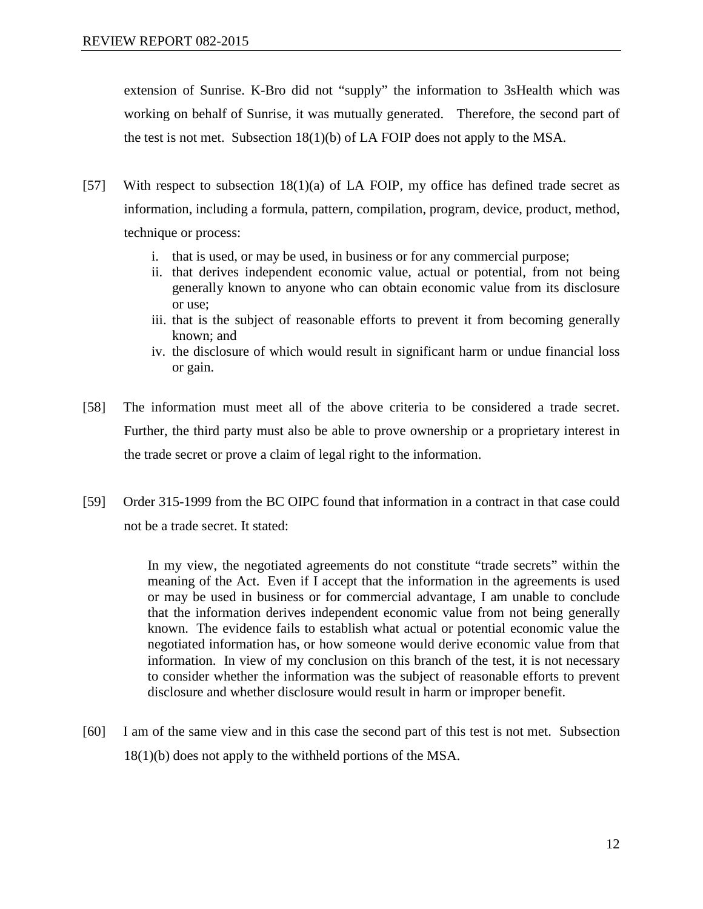extension of Sunrise. K-Bro did not "supply" the information to 3sHealth which was working on behalf of Sunrise, it was mutually generated. Therefore, the second part of the test is not met. Subsection 18(1)(b) of LA FOIP does not apply to the MSA.

[57] With respect to subsection 18(1)(a) of LA FOIP, my office has defined trade secret as information, including a formula, pattern, compilation, program, device, product, method, technique or process:

i. that is used, or may be used, in business or for any commercial purpose;
ii. that derives independent economic value, actual or potential, from not being generally known to anyone who can obtain economic value from its disclosure or use;
iii. that is the subject of reasonable efforts to prevent it from becoming generally known; and
iv. the disclosure of which would result in significant harm or undue financial loss or gain.

[58] The information must meet all of the above criteria to be considered a trade secret. Further, the third party must also be able to prove ownership or a proprietary interest in the trade secret or prove a claim of legal right to the information.

[59] Order 315-1999 from the BC OIPC found that information in a contract in that case could not be a trade secret. It stated:

> In my view, the negotiated agreements do not constitute "trade secrets" within the meaning of the Act. Even if I accept that the information in the agreements is used or may be used in business or for commercial advantage, I am unable to conclude that the information derives independent economic value from not being generally known. The evidence fails to establish what actual or potential economic value the negotiated information has, or how someone would derive economic value from that information. In view of my conclusion on this branch of the test, it is not necessary to consider whether the information was the subject of reasonable efforts to prevent disclosure and whether disclosure would result in harm or improper benefit.

[60] I am of the same view and in this case the second part of this test is not met. Subsection 18(1)(b) does not apply to the withheld portions of the MSA.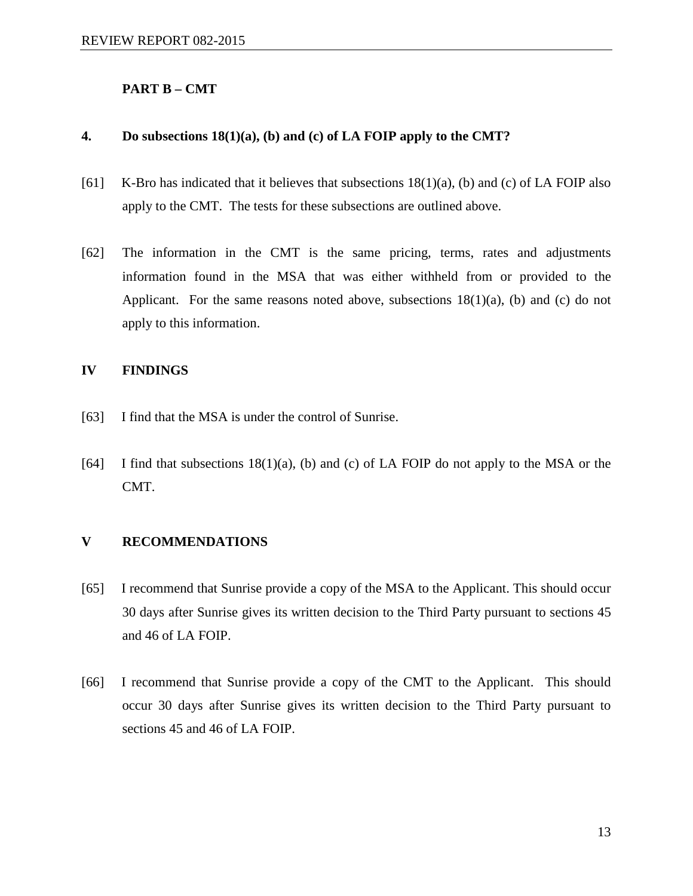**PART B – CMT**

**4. Do subsections 18(1)(a), (b) and (c) of LA FOIP apply to the CMT?**

[61] K-Bro has indicated that it believes that subsections 18(1)(a), (b) and (c) of LA FOIP also apply to the CMT. The tests for these subsections are outlined above.

[62] The information in the CMT is the same pricing, terms, rates and adjustments information found in the MSA that was either withheld from or provided to the Applicant. For the same reasons noted above, subsections 18(1)(a), (b) and (c) do not apply to this information.

## IV FINDINGS

[63] I find that the MSA is under the control of Sunrise.

[64] I find that subsections 18(1)(a), (b) and (c) of LA FOIP do not apply to the MSA or the CMT.

## V RECOMMENDATIONS

[65] I recommend that Sunrise provide a copy of the MSA to the Applicant. This should occur 30 days after Sunrise gives its written decision to the Third Party pursuant to sections 45 and 46 of LA FOIP.

[66] I recommend that Sunrise provide a copy of the CMT to the Applicant. This should occur 30 days after Sunrise gives its written decision to the Third Party pursuant to sections 45 and 46 of LA FOIP.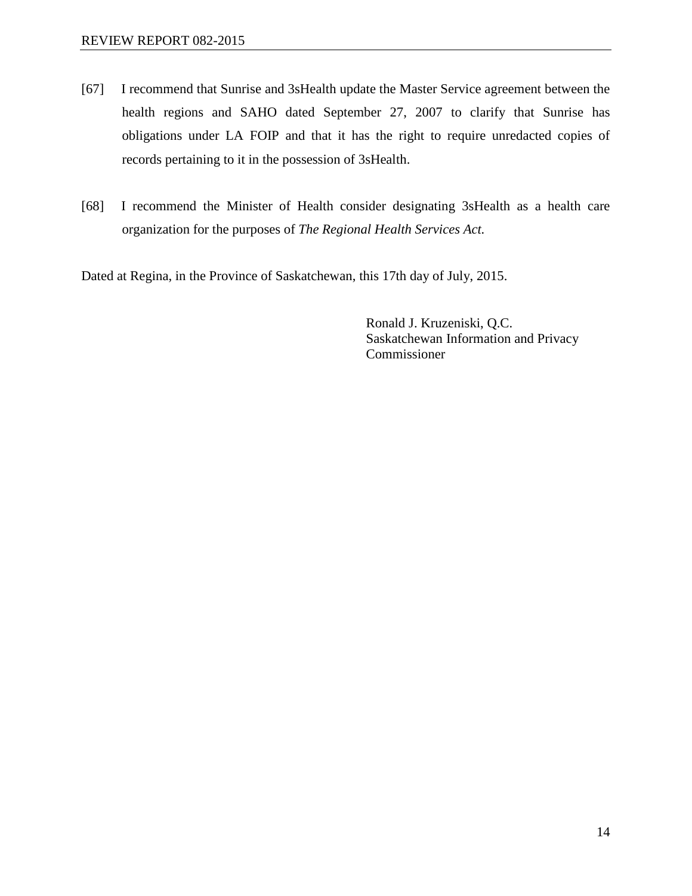[67] I recommend that Sunrise and 3sHealth update the Master Service agreement between the health regions and SAHO dated September 27, 2007 to clarify that Sunrise has obligations under LA FOIP and that it has the right to require unredacted copies of records pertaining to it in the possession of 3sHealth.

[68] I recommend the Minister of Health consider designating 3sHealth as a health care organization for the purposes of *The Regional Health Services Act.*

Dated at Regina, in the Province of Saskatchewan, this 17th day of July, 2015.

Ronald J. Kruzeniski, Q.C.
Saskatchewan Information and Privacy Commissioner